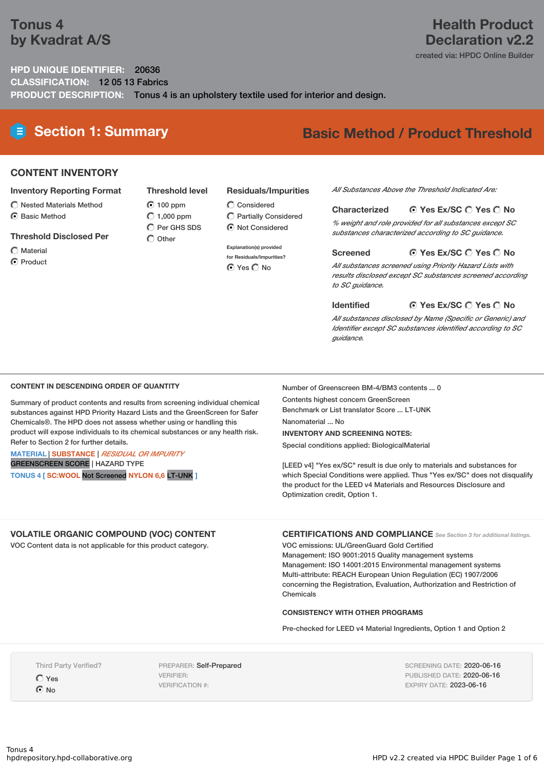# Tonus 4
# by Kvadrat A/S

# Health Product Declaration v2.2

created via: HPDC Online Builder

**HPD UNIQUE IDENTIFIER:** 20636
**CLASSIFICATION:** 12 05 13 Fabrics
**PRODUCT DESCRIPTION:** Tonus 4 is an upholstery textile used for interior and design.

## Section 1: Summary

**Basic Method / Product Threshold**

### CONTENT INVENTORY

**Inventory Reporting Format**

- ○ Nested Materials Method
- ◉ Basic Method

**Threshold Disclosed Per**

- ○ Material
- ◉ Product

**Threshold level**

- ◉ 100 ppm
- ○ 1,000 ppm
- ○ Per GHS SDS
- ○ Other

**Residuals/Impurities**

- ○ Considered
- ○ Partially Considered
- ◉ Not Considered

Explanation(s) provided for Residuals/Impurities?

◉ Yes ○ No

*All Substances Above the Threshold Indicated Are:*

**Characterized** ◉ Yes Ex/SC ○ Yes ○ No

*% weight and role provided for all substances except SC substances characterized according to SC guidance.*

**Screened** ◉ Yes Ex/SC ○ Yes ○ No

*All substances screened using Priority Hazard Lists with results disclosed except SC substances screened according to SC guidance.*

**Identified** ◉ Yes Ex/SC ○ Yes ○ No

*All substances disclosed by Name (Specific or Generic) and Identifier except SC substances identified according to SC guidance.*

**CONTENT IN DESCENDING ORDER OF QUANTITY**

Summary of product contents and results from screening individual chemical substances against HPD Priority Hazard Lists and the GreenScreen for Safer Chemicals®. The HPD does not assess whether using or handling this product will expose individuals to its chemical substances or any health risk. Refer to Section 2 for further details.

MATERIAL | SUBSTANCE | *RESIDUAL OR IMPURITY*
GREENSCREEN SCORE | HAZARD TYPE

TONUS 4 [ SC:WOOL Not Screened NYLON 6,6 LT-UNK ]

Number of Greenscreen BM-4/BM3 contents ... 0

Contents highest concern GreenScreen Benchmark or List translator Score ... LT-UNK

Nanomaterial ... No

**INVENTORY AND SCREENING NOTES:**

Special conditions applied: BiologicalMaterial

[LEED v4] "Yes ex/SC" result is due only to materials and substances for which Special Conditions were applied. Thus "Yes ex/SC" does not disqualify the product for the LEED v4 Materials and Resources Disclosure and Optimization credit, Option 1.

### VOLATILE ORGANIC COMPOUND (VOC) CONTENT

VOC Content data is not applicable for this product category.

### CERTIFICATIONS AND COMPLIANCE

*See Section 3 for additional listings.*

VOC emissions: UL/GreenGuard Gold Certified
Management: ISO 9001:2015 Quality management systems
Management: ISO 14001:2015 Environmental management systems
Multi-attribute: REACH European Union Regulation (EC) 1907/2006 concerning the Registration, Evaluation, Authorization and Restriction of Chemicals

**CONSISTENCY WITH OTHER PROGRAMS**

Pre-checked for LEED v4 Material Ingredients, Option 1 and Option 2

Third Party Verified?

- ○ Yes
- ◉ No

PREPARER: Self-Prepared
VERIFIER:
VERIFICATION #:

SCREENING DATE: 2020-06-16
PUBLISHED DATE: 2020-06-16
EXPIRY DATE: 2023-06-16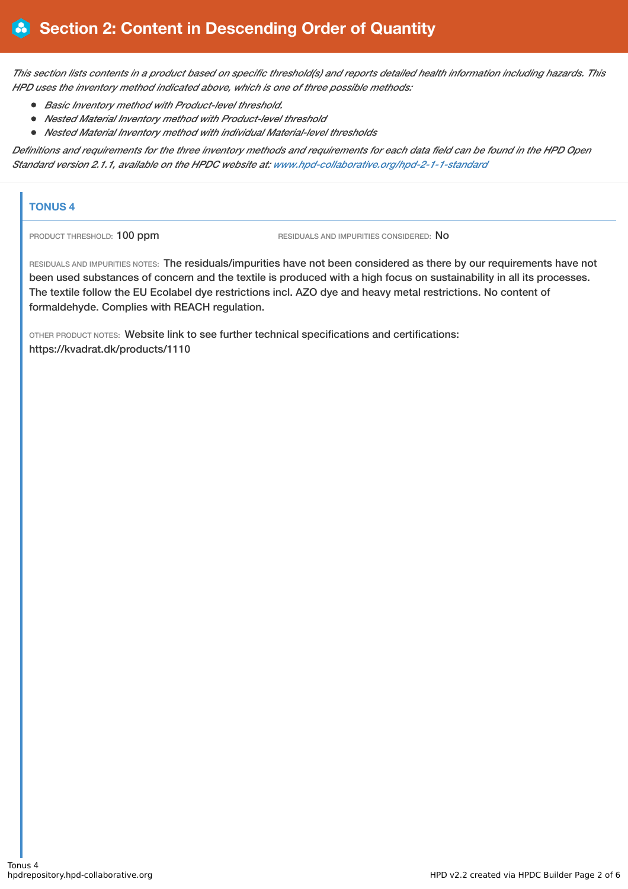# Section 2: Content in Descending Order of Quantity

*This section lists contents in a product based on specific threshold(s) and reports detailed health information including hazards. This HPD uses the inventory method indicated above, which is one of three possible methods:*

- *Basic Inventory method with Product-level threshold.*
- *Nested Material Inventory method with Product-level threshold*
- *Nested Material Inventory method with individual Material-level thresholds*

*Definitions and requirements for the three inventory methods and requirements for each data field can be found in the HPD Open Standard version 2.1.1, available on the HPDC website at: www.hpd-collaborative.org/hpd-2-1-1-standard*

## TONUS 4

PRODUCT THRESHOLD: 100 ppm

RESIDUALS AND IMPURITIES CONSIDERED: No

RESIDUALS AND IMPURITIES NOTES: The residuals/impurities have not been considered as there by our requirements have not been used substances of concern and the textile is produced with a high focus on sustainability in all its processes. The textile follow the EU Ecolabel dye restrictions incl. AZO dye and heavy metal restrictions. No content of formaldehyde. Complies with REACH regulation.

OTHER PRODUCT NOTES: Website link to see further technical specifications and certifications: https://kvadrat.dk/products/1110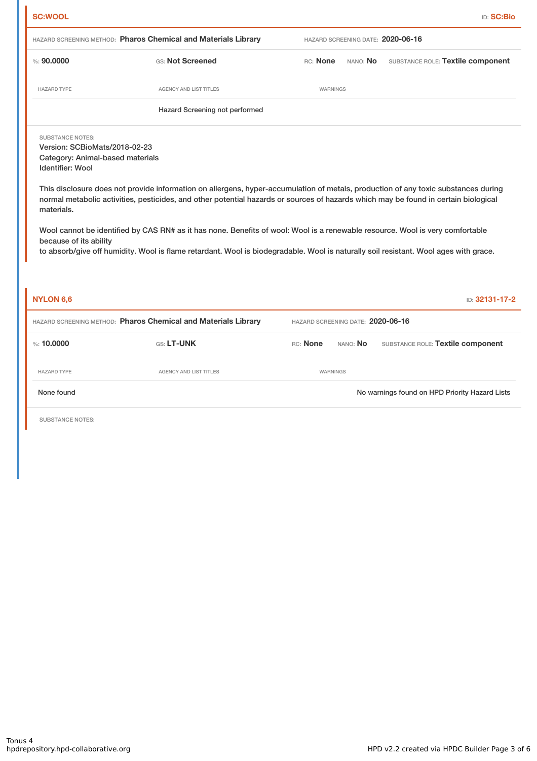## SC:WOOL

ID: **SC:Bio**

HAZARD SCREENING METHOD: **Pharos Chemical and Materials Library** HAZARD SCREENING DATE: **2020-06-16**

%: **90.0000** GS: **Not Screened** RC: **None** NANO: **No** SUBSTANCE ROLE: **Textile component**

| HAZARD TYPE | AGENCY AND LIST TITLES | WARNINGS |
| --- | --- | --- |
| | Hazard Screening not performed | |

SUBSTANCE NOTES:
Version: SCBioMats/2018-02-23
Category: Animal-based materials
Identifier: Wool

This disclosure does not provide information on allergens, hyper-accumulation of metals, production of any toxic substances during normal metabolic activities, pesticides, and other potential hazards or sources of hazards which may be found in certain biological materials.

Wool cannot be identified by CAS RN# as it has none. Benefits of wool: Wool is a renewable resource. Wool is very comfortable because of its ability
to absorb/give off humidity. Wool is flame retardant. Wool is biodegradable. Wool is naturally soil resistant. Wool ages with grace.

## NYLON 6,6

ID: **32131-17-2**

HAZARD SCREENING METHOD: **Pharos Chemical and Materials Library** HAZARD SCREENING DATE: **2020-06-16**

%: **10.0000** GS: **LT-UNK** RC: **None** NANO: **No** SUBSTANCE ROLE: **Textile component**

| HAZARD TYPE | AGENCY AND LIST TITLES | WARNINGS |
| --- | --- | --- |
| None found | | No warnings found on HPD Priority Hazard Lists |

SUBSTANCE NOTES: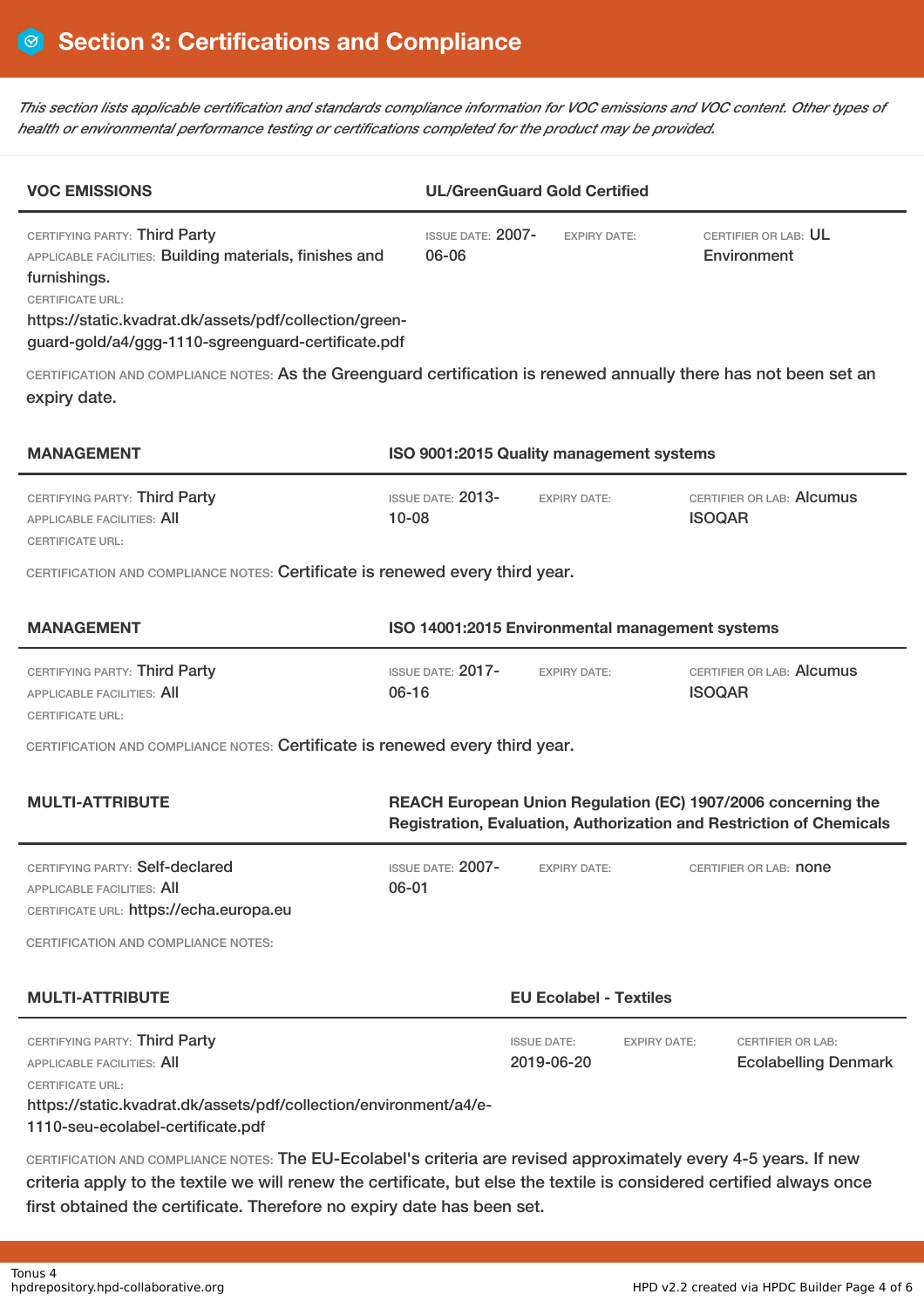## Section 3: Certifications and Compliance

*This section lists applicable certification and standards compliance information for VOC emissions and VOC content. Other types of health or environmental performance testing or certifications completed for the product may be provided.*

### VOC EMISSIONS — UL/GreenGuard Gold Certified

CERTIFYING PARTY: Third Party
APPLICABLE FACILITIES: Building materials, finishes and furnishings.
CERTIFICATE URL:
https://static.kvadrat.dk/assets/pdf/collection/green-guard-gold/a4/ggg-1110-sgreenguard-certificate.pdf

ISSUE DATE: 2007-06-06
EXPIRY DATE:
CERTIFIER OR LAB: UL Environment

CERTIFICATION AND COMPLIANCE NOTES: As the Greenguard certification is renewed annually there has not been set an expiry date.

### MANAGEMENT — ISO 9001:2015 Quality management systems

CERTIFYING PARTY: Third Party
APPLICABLE FACILITIES: All
CERTIFICATE URL:

ISSUE DATE: 2013-10-08
EXPIRY DATE:
CERTIFIER OR LAB: Alcumus ISOQAR

CERTIFICATION AND COMPLIANCE NOTES: Certificate is renewed every third year.

### MANAGEMENT — ISO 14001:2015 Environmental management systems

CERTIFYING PARTY: Third Party
APPLICABLE FACILITIES: All
CERTIFICATE URL:

ISSUE DATE: 2017-06-16
EXPIRY DATE:
CERTIFIER OR LAB: Alcumus ISOQAR

CERTIFICATION AND COMPLIANCE NOTES: Certificate is renewed every third year.

### MULTI-ATTRIBUTE — REACH European Union Regulation (EC) 1907/2006 concerning the Registration, Evaluation, Authorization and Restriction of Chemicals

CERTIFYING PARTY: Self-declared
APPLICABLE FACILITIES: All
CERTIFICATE URL: https://echa.europa.eu

ISSUE DATE: 2007-06-01
EXPIRY DATE:
CERTIFIER OR LAB: none

CERTIFICATION AND COMPLIANCE NOTES:

### MULTI-ATTRIBUTE — EU Ecolabel - Textiles

CERTIFYING PARTY: Third Party
APPLICABLE FACILITIES: All
CERTIFICATE URL:
https://static.kvadrat.dk/assets/pdf/collection/environment/a4/e-1110-seu-ecolabel-certificate.pdf

ISSUE DATE: 2019-06-20
EXPIRY DATE:
CERTIFIER OR LAB: Ecolabelling Denmark

CERTIFICATION AND COMPLIANCE NOTES: The EU-Ecolabel's criteria are revised approximately every 4-5 years. If new criteria apply to the textile we will renew the certificate, but else the textile is considered certified always once first obtained the certificate. Therefore no expiry date has been set.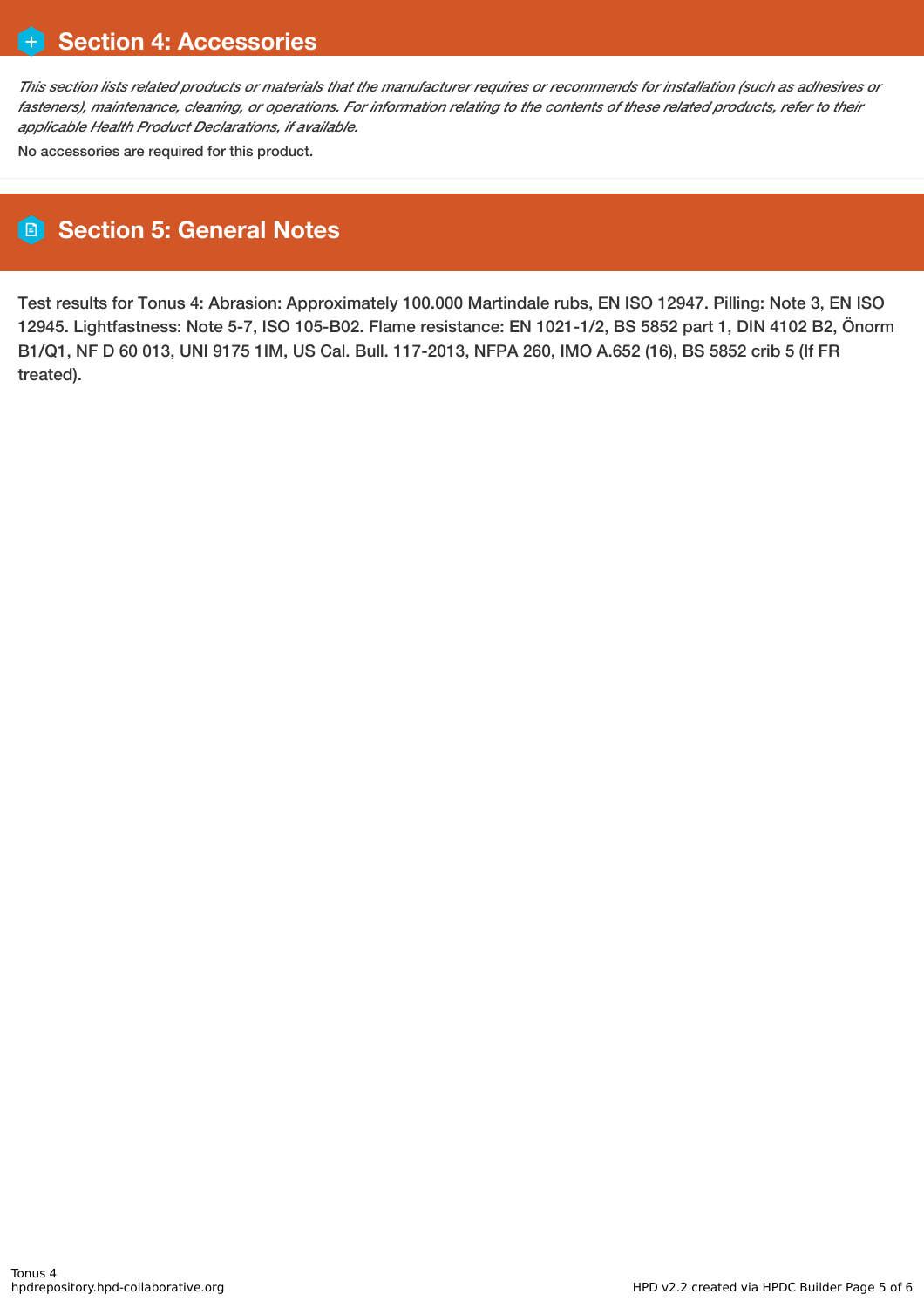## Section 4: Accessories

*This section lists related products or materials that the manufacturer requires or recommends for installation (such as adhesives or fasteners), maintenance, cleaning, or operations. For information relating to the contents of these related products, refer to their applicable Health Product Declarations, if available.*

No accessories are required for this product.

## Section 5: General Notes

Test results for Tonus 4: Abrasion: Approximately 100.000 Martindale rubs, EN ISO 12947. Pilling: Note 3, EN ISO 12945. Lightfastness: Note 5-7, ISO 105-B02. Flame resistance: EN 1021-1/2, BS 5852 part 1, DIN 4102 B2, Önorm B1/Q1, NF D 60 013, UNI 9175 1IM, US Cal. Bull. 117-2013, NFPA 260, IMO A.652 (16), BS 5852 crib 5 (If FR treated).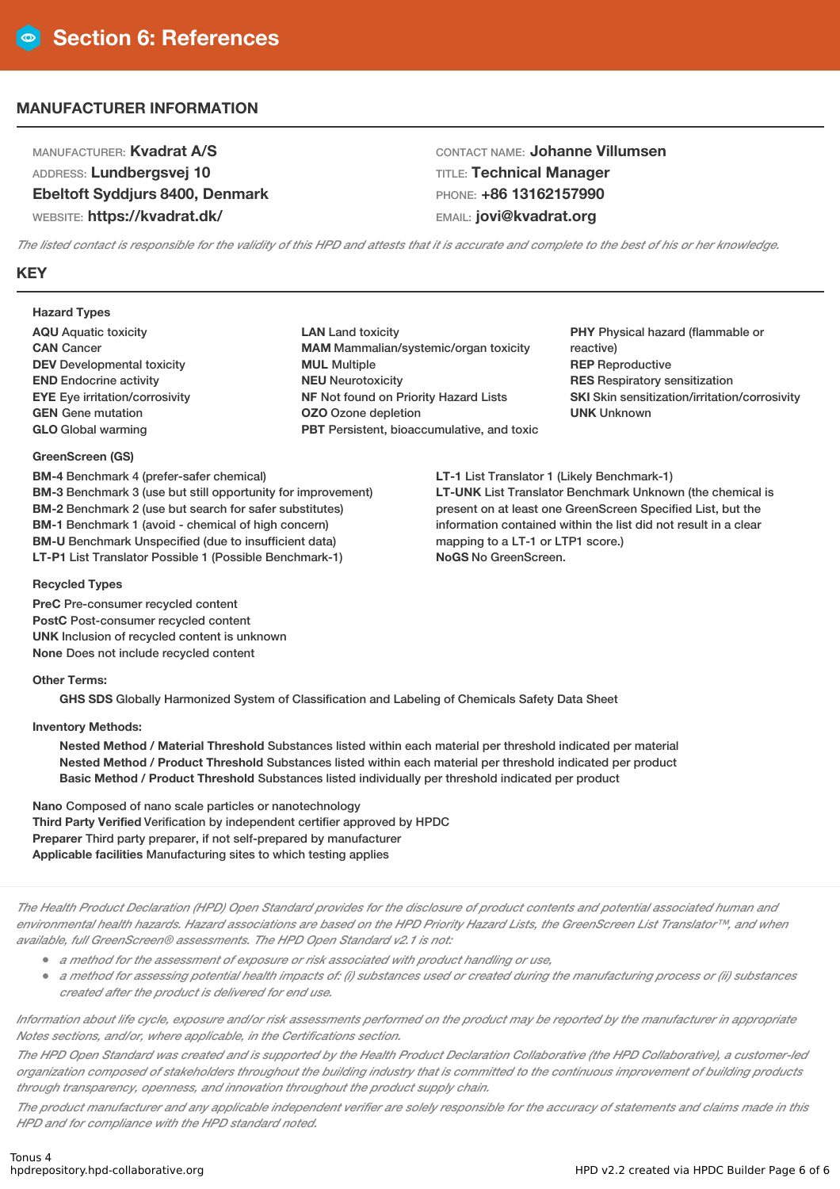# Section 6: References

## MANUFACTURER INFORMATION

MANUFACTURER: **Kvadrat A/S**
ADDRESS: **Lundbergsvej 10**
**Ebeltoft Syddjurs 8400, Denmark**
WEBSITE: **https://kvadrat.dk/**

CONTACT NAME: **Johanne Villumsen**
TITLE: **Technical Manager**
PHONE: **+86 13162157990**
EMAIL: **jovi@kvadrat.org**

*The listed contact is responsible for the validity of this HPD and attests that it is accurate and complete to the best of his or her knowledge.*

## KEY

### Hazard Types

**AQU** Aquatic toxicity
**CAN** Cancer
**DEV** Developmental toxicity
**END** Endocrine activity
**EYE** Eye irritation/corrosivity
**GEN** Gene mutation
**GLO** Global warming
**LAN** Land toxicity
**MAM** Mammalian/systemic/organ toxicity
**MUL** Multiple
**NEU** Neurotoxicity
**NF** Not found on Priority Hazard Lists
**OZO** Ozone depletion
**PBT** Persistent, bioaccumulative, and toxic
**PHY** Physical hazard (flammable or reactive)
**REP** Reproductive
**RES** Respiratory sensitization
**SKI** Skin sensitization/irritation/corrosivity
**UNK** Unknown

### GreenScreen (GS)

**BM-4** Benchmark 4 (prefer-safer chemical)
**BM-3** Benchmark 3 (use but still opportunity for improvement)
**BM-2** Benchmark 2 (use but search for safer substitutes)
**BM-1** Benchmark 1 (avoid - chemical of high concern)
**BM-U** Benchmark Unspecified (due to insufficient data)
**LT-P1** List Translator Possible 1 (Possible Benchmark-1)
**LT-1** List Translator 1 (Likely Benchmark-1)
**LT-UNK** List Translator Benchmark Unknown (the chemical is present on at least one GreenScreen Specified List, but the information contained within the list did not result in a clear mapping to a LT-1 or LTP1 score.)
**NoGS** No GreenScreen.

### Recycled Types

**PreC** Pre-consumer recycled content
**PostC** Post-consumer recycled content
**UNK** Inclusion of recycled content is unknown
**None** Does not include recycled content

### Other Terms:

**GHS SDS** Globally Harmonized System of Classification and Labeling of Chemicals Safety Data Sheet

### Inventory Methods:

**Nested Method / Material Threshold** Substances listed within each material per threshold indicated per material
**Nested Method / Product Threshold** Substances listed within each material per threshold indicated per product
**Basic Method / Product Threshold** Substances listed individually per threshold indicated per product

**Nano** Composed of nano scale particles or nanotechnology
**Third Party Verified** Verification by independent certifier approved by HPDC
**Preparer** Third party preparer, if not self-prepared by manufacturer
**Applicable facilities** Manufacturing sites to which testing applies

*The Health Product Declaration (HPD) Open Standard provides for the disclosure of product contents and potential associated human and environmental health hazards. Hazard associations are based on the HPD Priority Hazard Lists, the GreenScreen List Translator™, and when available, full GreenScreen® assessments. The HPD Open Standard v2.1 is not:*

- *a method for the assessment of exposure or risk associated with product handling or use,*
- *a method for assessing potential health impacts of: (i) substances used or created during the manufacturing process or (ii) substances created after the product is delivered for end use.*

*Information about life cycle, exposure and/or risk assessments performed on the product may be reported by the manufacturer in appropriate Notes sections, and/or, where applicable, in the Certifications section.*

*The HPD Open Standard was created and is supported by the Health Product Declaration Collaborative (the HPD Collaborative), a customer-led organization composed of stakeholders throughout the building industry that is committed to the continuous improvement of building products through transparency, openness, and innovation throughout the product supply chain.*

*The product manufacturer and any applicable independent verifier are solely responsible for the accuracy of statements and claims made in this HPD and for compliance with the HPD standard noted.*